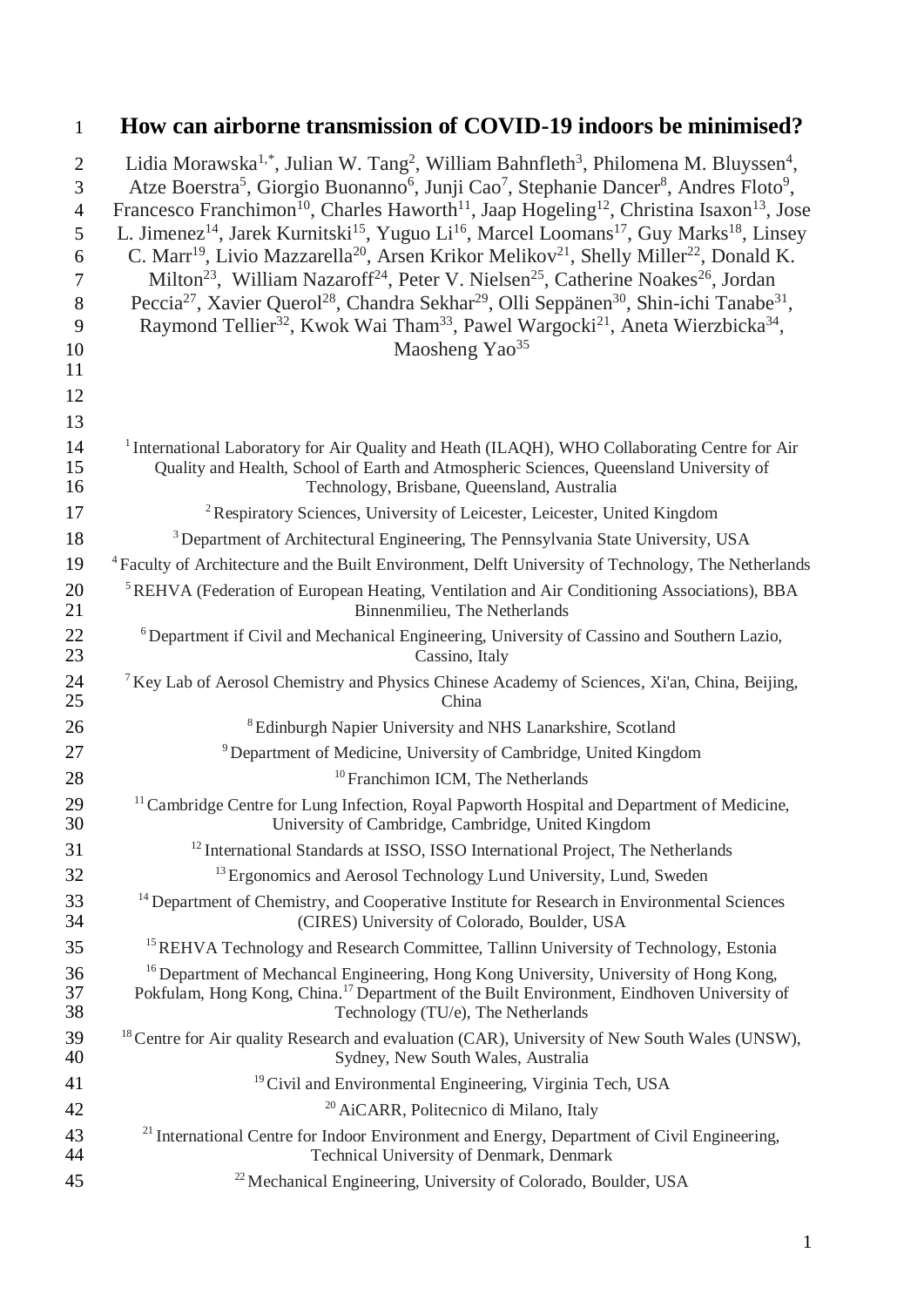# How can airborne transmission of COVID-19 indoors be minimised?

Lidia Morawska[1,*], Julian W. Tang[2], William Bahnfleth[3], Philomena M. Bluyssen[4], Atze Boerstra[5], Giorgio Buonanno[6], Junji Cao[7], Stephanie Dancer[8], Andres Floto[9], Francesco Franchimon[10], Charles Haworth[11], Jaap Hogeling[12], Christina Isaxon[13], Jose L. Jimenez[14], Jarek Kurnitski[15], Yuguo Li[16], Marcel Loomans[17], Guy Marks[18], Linsey C. Marr[19], Livio Mazzarella[20], Arsen Krikor Melikov[21], Shelly Miller[22], Donald K. Milton[23], William Nazaroff[24], Peter V. Nielsen[25], Catherine Noakes[26], Jordan Peccia[27], Xavier Querol[28], Chandra Sekhar[29], Olli Seppänen[30], Shin-ichi Tanabe[31], Raymond Tellier[32], Kwok Wai Tham[33], Pawel Wargocki[21], Aneta Wierzbicka[34], Maosheng Yao[35]

[1] International Laboratory for Air Quality and Heath (ILAQH), WHO Collaborating Centre for Air Quality and Health, School of Earth and Atmospheric Sciences, Queensland University of Technology, Brisbane, Queensland, Australia

[2] Respiratory Sciences, University of Leicester, Leicester, United Kingdom

[3] Department of Architectural Engineering, The Pennsylvania State University, USA

[4] Faculty of Architecture and the Built Environment, Delft University of Technology, The Netherlands

[5] REHVA (Federation of European Heating, Ventilation and Air Conditioning Associations), BBA Binnenmilieu, The Netherlands

[6] Department if Civil and Mechanical Engineering, University of Cassino and Southern Lazio, Cassino, Italy

[7] Key Lab of Aerosol Chemistry and Physics Chinese Academy of Sciences, Xi'an, China, Beijing, China

[8] Edinburgh Napier University and NHS Lanarkshire, Scotland

[9] Department of Medicine, University of Cambridge, United Kingdom

[10] Franchimon ICM, The Netherlands

[11] Cambridge Centre for Lung Infection, Royal Papworth Hospital and Department of Medicine, University of Cambridge, Cambridge, United Kingdom

[12] International Standards at ISSO, ISSO International Project, The Netherlands

[13] Ergonomics and Aerosol Technology Lund University, Lund, Sweden

[14] Department of Chemistry, and Cooperative Institute for Research in Environmental Sciences (CIRES) University of Colorado, Boulder, USA

[15] REHVA Technology and Research Committee, Tallinn University of Technology, Estonia

[16] Department of Mechancal Engineering, Hong Kong University, University of Hong Kong, Pokfulam, Hong Kong, China.[17] Department of the Built Environment, Eindhoven University of Technology (TU/e), The Netherlands

[18] Centre for Air quality Research and evaluation (CAR), University of New South Wales (UNSW), Sydney, New South Wales, Australia

[19] Civil and Environmental Engineering, Virginia Tech, USA

[20] AiCARR, Politecnico di Milano, Italy

[21] International Centre for Indoor Environment and Energy, Department of Civil Engineering, Technical University of Denmark, Denmark

[22] Mechanical Engineering, University of Colorado, Boulder, USA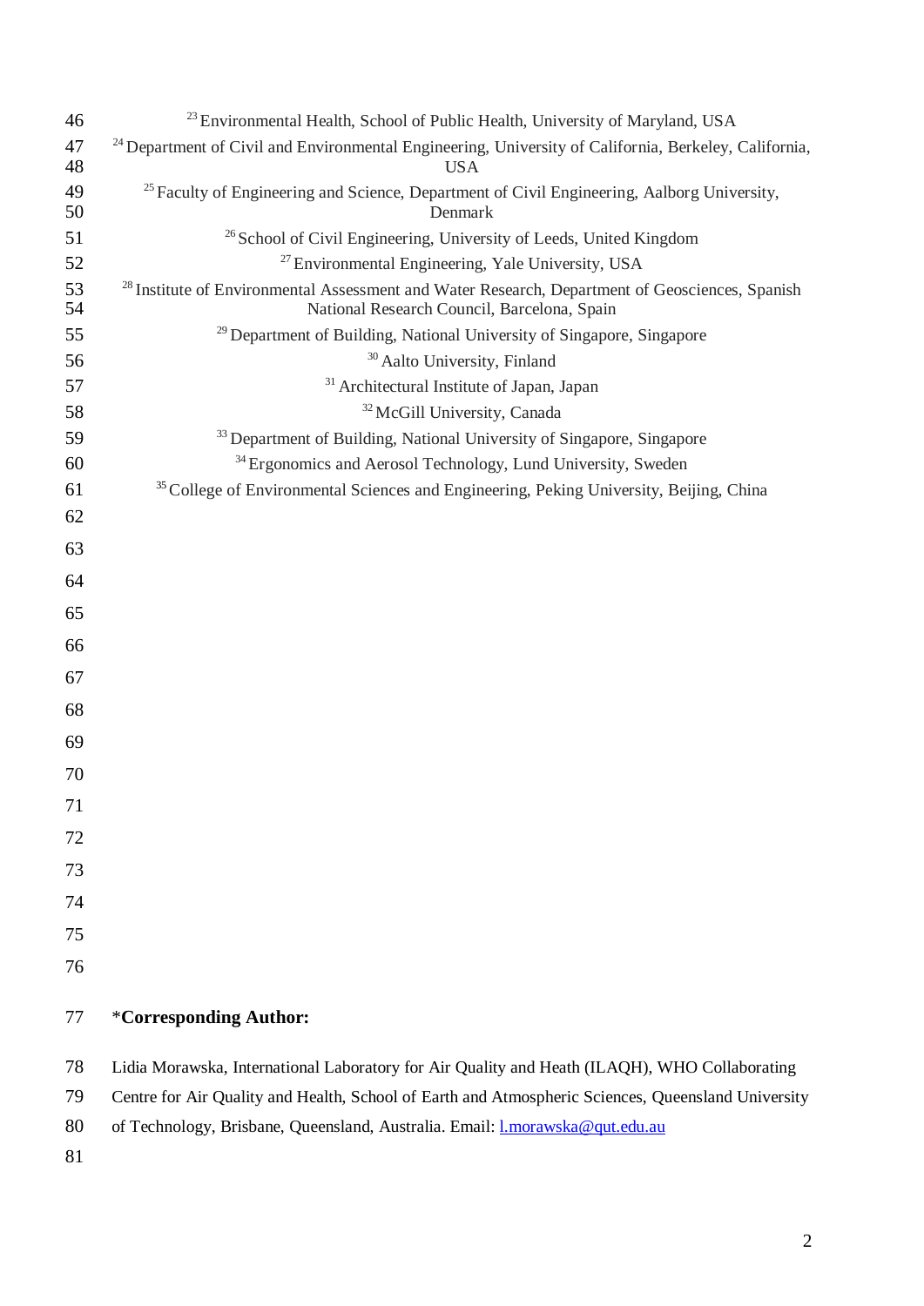[23] Environmental Health, School of Public Health, University of Maryland, USA

[24] Department of Civil and Environmental Engineering, University of California, Berkeley, California, USA

[25] Faculty of Engineering and Science, Department of Civil Engineering, Aalborg University, Denmark

[26] School of Civil Engineering, University of Leeds, United Kingdom

[27] Environmental Engineering, Yale University, USA

[28] Institute of Environmental Assessment and Water Research, Department of Geosciences, Spanish National Research Council, Barcelona, Spain

[29] Department of Building, National University of Singapore, Singapore

[30] Aalto University, Finland

[31] Architectural Institute of Japan, Japan

[32] McGill University, Canada

[33] Department of Building, National University of Singapore, Singapore

[34] Ergonomics and Aerosol Technology, Lund University, Sweden

[35] College of Environmental Sciences and Engineering, Peking University, Beijing, China

*__Corresponding Author:__

Lidia Morawska, International Laboratory for Air Quality and Heath (ILAQH), WHO Collaborating Centre for Air Quality and Health, School of Earth and Atmospheric Sciences, Queensland University of Technology, Brisbane, Queensland, Australia. Email: l.morawska@qut.edu.au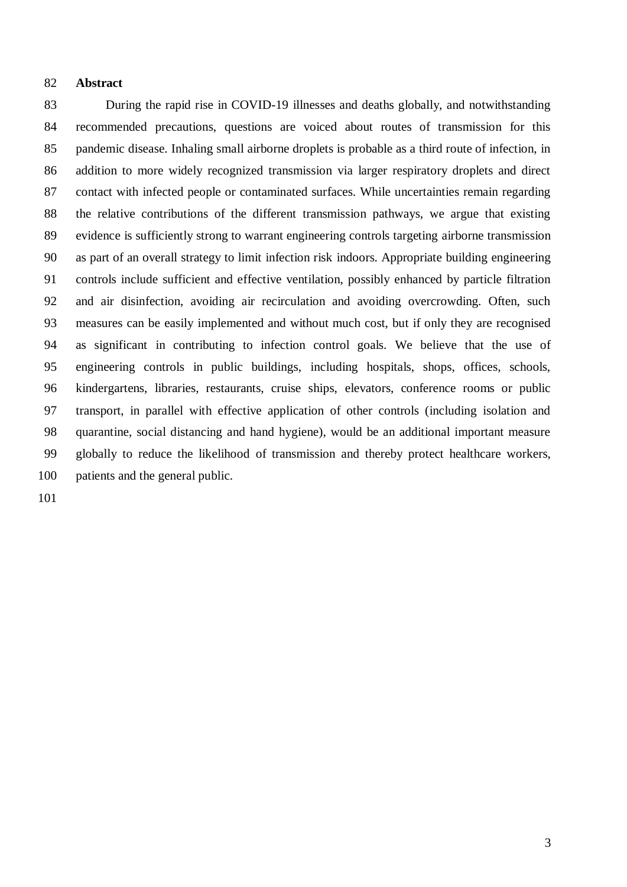## Abstract

During the rapid rise in COVID-19 illnesses and deaths globally, and notwithstanding recommended precautions, questions are voiced about routes of transmission for this pandemic disease. Inhaling small airborne droplets is probable as a third route of infection, in addition to more widely recognized transmission via larger respiratory droplets and direct contact with infected people or contaminated surfaces. While uncertainties remain regarding the relative contributions of the different transmission pathways, we argue that existing evidence is sufficiently strong to warrant engineering controls targeting airborne transmission as part of an overall strategy to limit infection risk indoors. Appropriate building engineering controls include sufficient and effective ventilation, possibly enhanced by particle filtration and air disinfection, avoiding air recirculation and avoiding overcrowding. Often, such measures can be easily implemented and without much cost, but if only they are recognised as significant in contributing to infection control goals. We believe that the use of engineering controls in public buildings, including hospitals, shops, offices, schools, kindergartens, libraries, restaurants, cruise ships, elevators, conference rooms or public transport, in parallel with effective application of other controls (including isolation and quarantine, social distancing and hand hygiene), would be an additional important measure globally to reduce the likelihood of transmission and thereby protect healthcare workers, patients and the general public.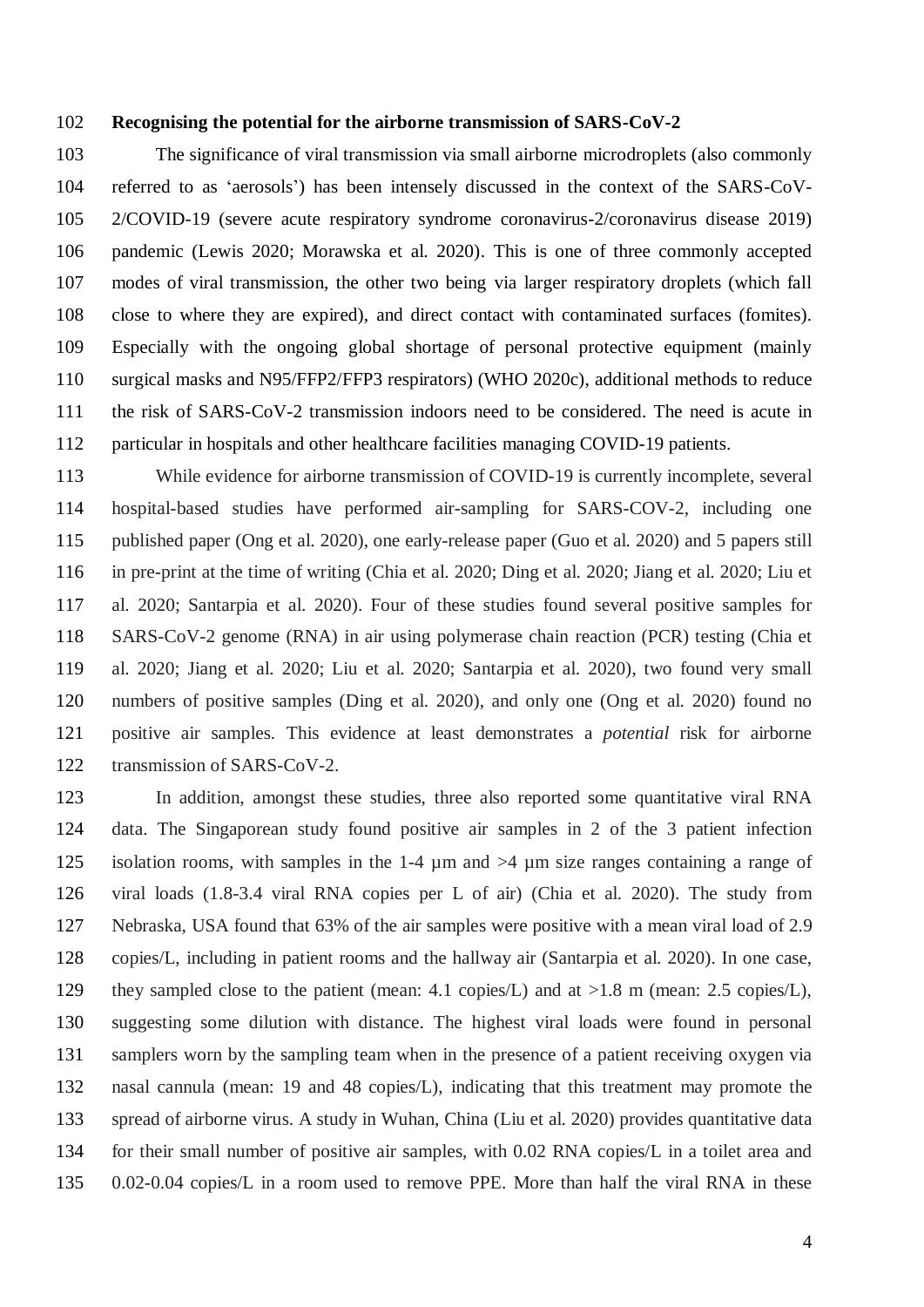**Recognising the potential for the airborne transmission of SARS-CoV-2**

The significance of viral transmission via small airborne microdroplets (also commonly referred to as 'aerosols') has been intensely discussed in the context of the SARS-CoV-2/COVID-19 (severe acute respiratory syndrome coronavirus-2/coronavirus disease 2019) pandemic (Lewis 2020; Morawska et al. 2020). This is one of three commonly accepted modes of viral transmission, the other two being via larger respiratory droplets (which fall close to where they are expired), and direct contact with contaminated surfaces (fomites). Especially with the ongoing global shortage of personal protective equipment (mainly surgical masks and N95/FFP2/FFP3 respirators) (WHO 2020c), additional methods to reduce the risk of SARS-CoV-2 transmission indoors need to be considered. The need is acute in particular in hospitals and other healthcare facilities managing COVID-19 patients.

While evidence for airborne transmission of COVID-19 is currently incomplete, several hospital-based studies have performed air-sampling for SARS-COV-2, including one published paper (Ong et al. 2020), one early-release paper (Guo et al. 2020) and 5 papers still in pre-print at the time of writing (Chia et al. 2020; Ding et al. 2020; Jiang et al. 2020; Liu et al. 2020; Santarpia et al. 2020). Four of these studies found several positive samples for SARS-CoV-2 genome (RNA) in air using polymerase chain reaction (PCR) testing (Chia et al. 2020; Jiang et al. 2020; Liu et al. 2020; Santarpia et al. 2020), two found very small numbers of positive samples (Ding et al. 2020), and only one (Ong et al. 2020) found no positive air samples. This evidence at least demonstrates a *potential* risk for airborne transmission of SARS-CoV-2.

In addition, amongst these studies, three also reported some quantitative viral RNA data. The Singaporean study found positive air samples in 2 of the 3 patient infection isolation rooms, with samples in the 1-4 µm and >4 µm size ranges containing a range of viral loads (1.8-3.4 viral RNA copies per L of air) (Chia et al. 2020). The study from Nebraska, USA found that 63% of the air samples were positive with a mean viral load of 2.9 copies/L, including in patient rooms and the hallway air (Santarpia et al. 2020). In one case, they sampled close to the patient (mean: 4.1 copies/L) and at >1.8 m (mean: 2.5 copies/L), suggesting some dilution with distance. The highest viral loads were found in personal samplers worn by the sampling team when in the presence of a patient receiving oxygen via nasal cannula (mean: 19 and 48 copies/L), indicating that this treatment may promote the spread of airborne virus. A study in Wuhan, China (Liu et al. 2020) provides quantitative data for their small number of positive air samples, with 0.02 RNA copies/L in a toilet area and 0.02-0.04 copies/L in a room used to remove PPE. More than half the viral RNA in these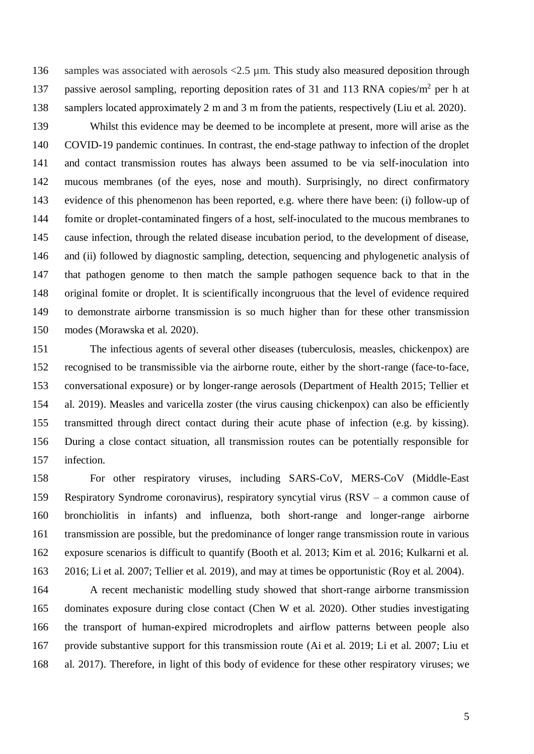samples was associated with aerosols <2.5 µm. This study also measured deposition through passive aerosol sampling, reporting deposition rates of 31 and 113 RNA copies/$m^2$ per h at samplers located approximately 2 m and 3 m from the patients, respectively (Liu et al. 2020).

Whilst this evidence may be deemed to be incomplete at present, more will arise as the COVID-19 pandemic continues. In contrast, the end-stage pathway to infection of the droplet and contact transmission routes has always been assumed to be via self-inoculation into mucous membranes (of the eyes, nose and mouth). Surprisingly, no direct confirmatory evidence of this phenomenon has been reported, e.g. where there have been: (i) follow-up of fomite or droplet-contaminated fingers of a host, self-inoculated to the mucous membranes to cause infection, through the related disease incubation period, to the development of disease, and (ii) followed by diagnostic sampling, detection, sequencing and phylogenetic analysis of that pathogen genome to then match the sample pathogen sequence back to that in the original fomite or droplet. It is scientifically incongruous that the level of evidence required to demonstrate airborne transmission is so much higher than for these other transmission modes (Morawska et al. 2020).

The infectious agents of several other diseases (tuberculosis, measles, chickenpox) are recognised to be transmissible via the airborne route, either by the short-range (face-to-face, conversational exposure) or by longer-range aerosols (Department of Health 2015; Tellier et al. 2019). Measles and varicella zoster (the virus causing chickenpox) can also be efficiently transmitted through direct contact during their acute phase of infection (e.g. by kissing). During a close contact situation, all transmission routes can be potentially responsible for infection.

For other respiratory viruses, including SARS-CoV, MERS-CoV (Middle-East Respiratory Syndrome coronavirus), respiratory syncytial virus (RSV – a common cause of bronchiolitis in infants) and influenza, both short-range and longer-range airborne transmission are possible, but the predominance of longer range transmission route in various exposure scenarios is difficult to quantify (Booth et al. 2013; Kim et al. 2016; Kulkarni et al. 2016; Li et al. 2007; Tellier et al. 2019), and may at times be opportunistic (Roy et al. 2004).

A recent mechanistic modelling study showed that short-range airborne transmission dominates exposure during close contact (Chen W et al. 2020). Other studies investigating the transport of human-expired microdroplets and airflow patterns between people also provide substantive support for this transmission route (Ai et al. 2019; Li et al. 2007; Liu et al. 2017). Therefore, in light of this body of evidence for these other respiratory viruses; we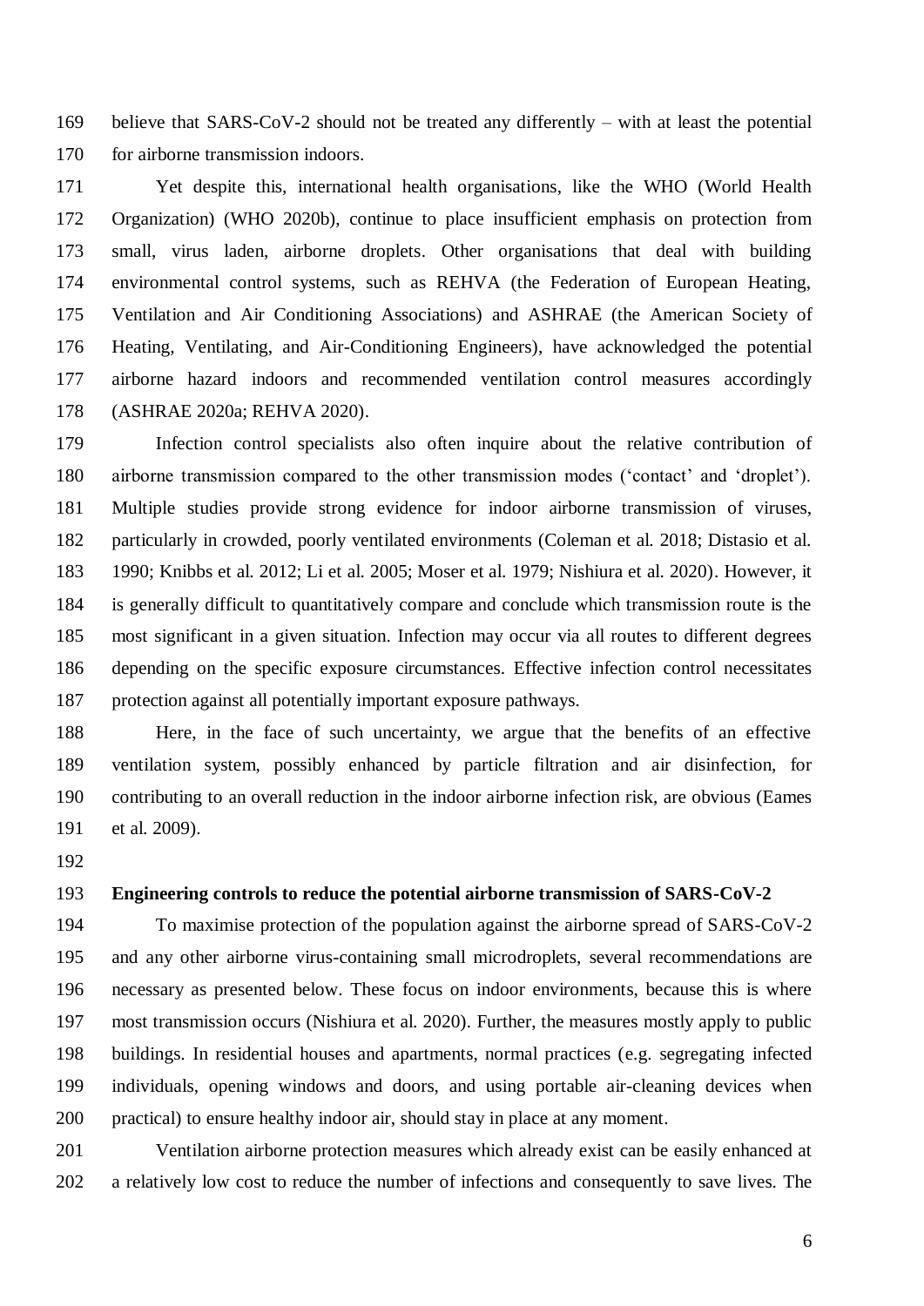believe that SARS-CoV-2 should not be treated any differently – with at least the potential for airborne transmission indoors.

Yet despite this, international health organisations, like the WHO (World Health Organization) (WHO 2020b), continue to place insufficient emphasis on protection from small, virus laden, airborne droplets. Other organisations that deal with building environmental control systems, such as REHVA (the Federation of European Heating, Ventilation and Air Conditioning Associations) and ASHRAE (the American Society of Heating, Ventilating, and Air-Conditioning Engineers), have acknowledged the potential airborne hazard indoors and recommended ventilation control measures accordingly (ASHRAE 2020a; REHVA 2020).

Infection control specialists also often inquire about the relative contribution of airborne transmission compared to the other transmission modes ('contact' and 'droplet'). Multiple studies provide strong evidence for indoor airborne transmission of viruses, particularly in crowded, poorly ventilated environments (Coleman et al. 2018; Distasio et al. 1990; Knibbs et al. 2012; Li et al. 2005; Moser et al. 1979; Nishiura et al. 2020). However, it is generally difficult to quantitatively compare and conclude which transmission route is the most significant in a given situation. Infection may occur via all routes to different degrees depending on the specific exposure circumstances. Effective infection control necessitates protection against all potentially important exposure pathways.

Here, in the face of such uncertainty, we argue that the benefits of an effective ventilation system, possibly enhanced by particle filtration and air disinfection, for contributing to an overall reduction in the indoor airborne infection risk, are obvious (Eames et al. 2009).

**Engineering controls to reduce the potential airborne transmission of SARS-CoV-2**

To maximise protection of the population against the airborne spread of SARS-CoV-2 and any other airborne virus-containing small microdroplets, several recommendations are necessary as presented below. These focus on indoor environments, because this is where most transmission occurs (Nishiura et al. 2020). Further, the measures mostly apply to public buildings. In residential houses and apartments, normal practices (e.g. segregating infected individuals, opening windows and doors, and using portable air-cleaning devices when practical) to ensure healthy indoor air, should stay in place at any moment.

Ventilation airborne protection measures which already exist can be easily enhanced at a relatively low cost to reduce the number of infections and consequently to save lives. The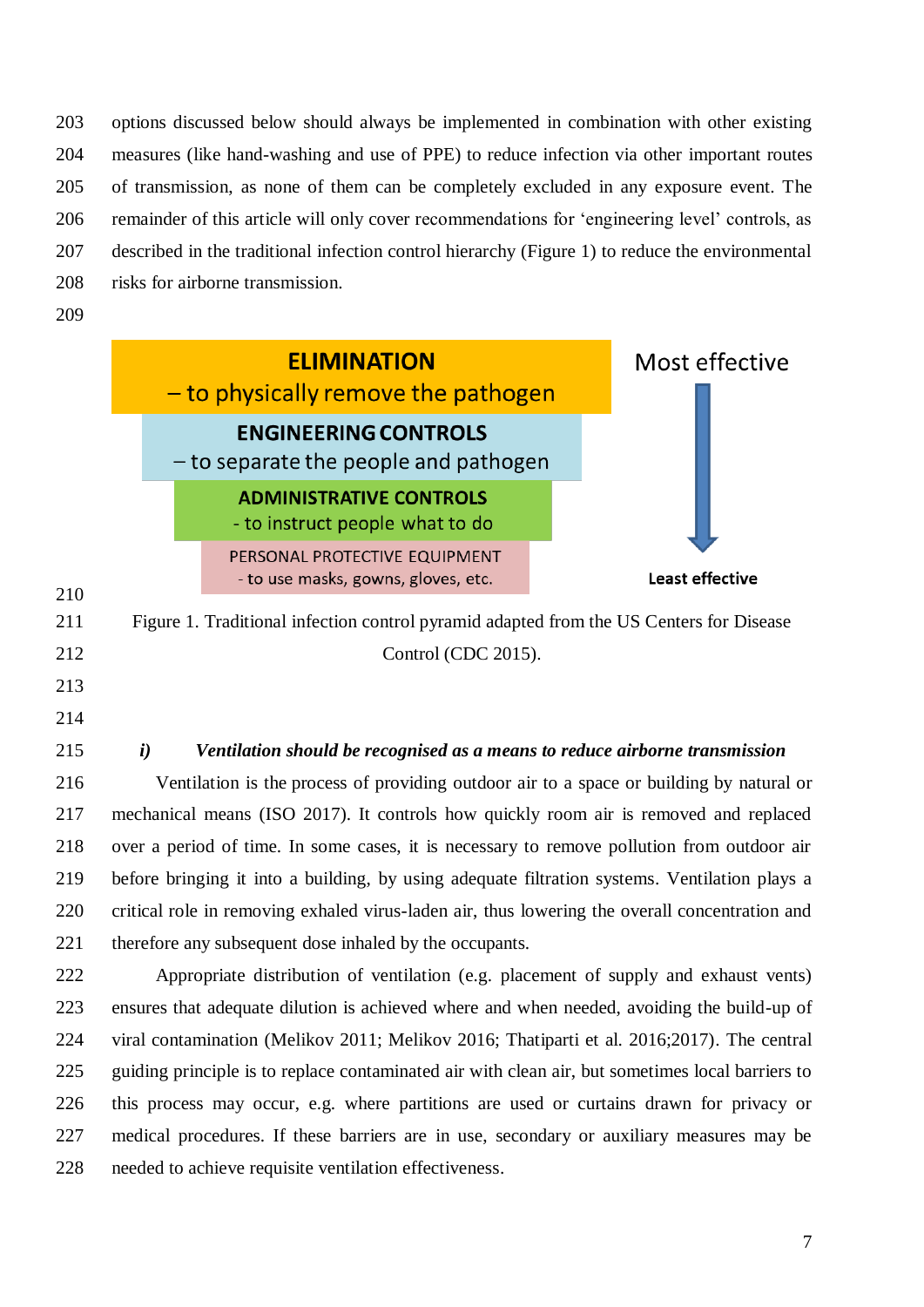options discussed below should always be implemented in combination with other existing measures (like hand-washing and use of PPE) to reduce infection via other important routes of transmission, as none of them can be completely excluded in any exposure event. The remainder of this article will only cover recommendations for 'engineering level' controls, as described in the traditional infection control hierarchy (Figure 1) to reduce the environmental risks for airborne transmission.

**ELIMINATION**
– to physically remove the pathogen

**ENGINEERING CONTROLS**
– to separate the people and pathogen

**ADMINISTRATIVE CONTROLS**
- to instruct people what to do

PERSONAL PROTECTIVE EQUIPMENT
- to use masks, gowns, gloves, etc.

Most effective → **Least effective**

Figure 1. Traditional infection control pyramid adapted from the US Centers for Disease Control (CDC 2015).

### *i) Ventilation should be recognised as a means to reduce airborne transmission*

Ventilation is the process of providing outdoor air to a space or building by natural or mechanical means (ISO 2017). It controls how quickly room air is removed and replaced over a period of time. In some cases, it is necessary to remove pollution from outdoor air before bringing it into a building, by using adequate filtration systems. Ventilation plays a critical role in removing exhaled virus-laden air, thus lowering the overall concentration and therefore any subsequent dose inhaled by the occupants.

Appropriate distribution of ventilation (e.g. placement of supply and exhaust vents) ensures that adequate dilution is achieved where and when needed, avoiding the build-up of viral contamination (Melikov 2011; Melikov 2016; Thatiparti et al. 2016;2017). The central guiding principle is to replace contaminated air with clean air, but sometimes local barriers to this process may occur, e.g. where partitions are used or curtains drawn for privacy or medical procedures. If these barriers are in use, secondary or auxiliary measures may be needed to achieve requisite ventilation effectiveness.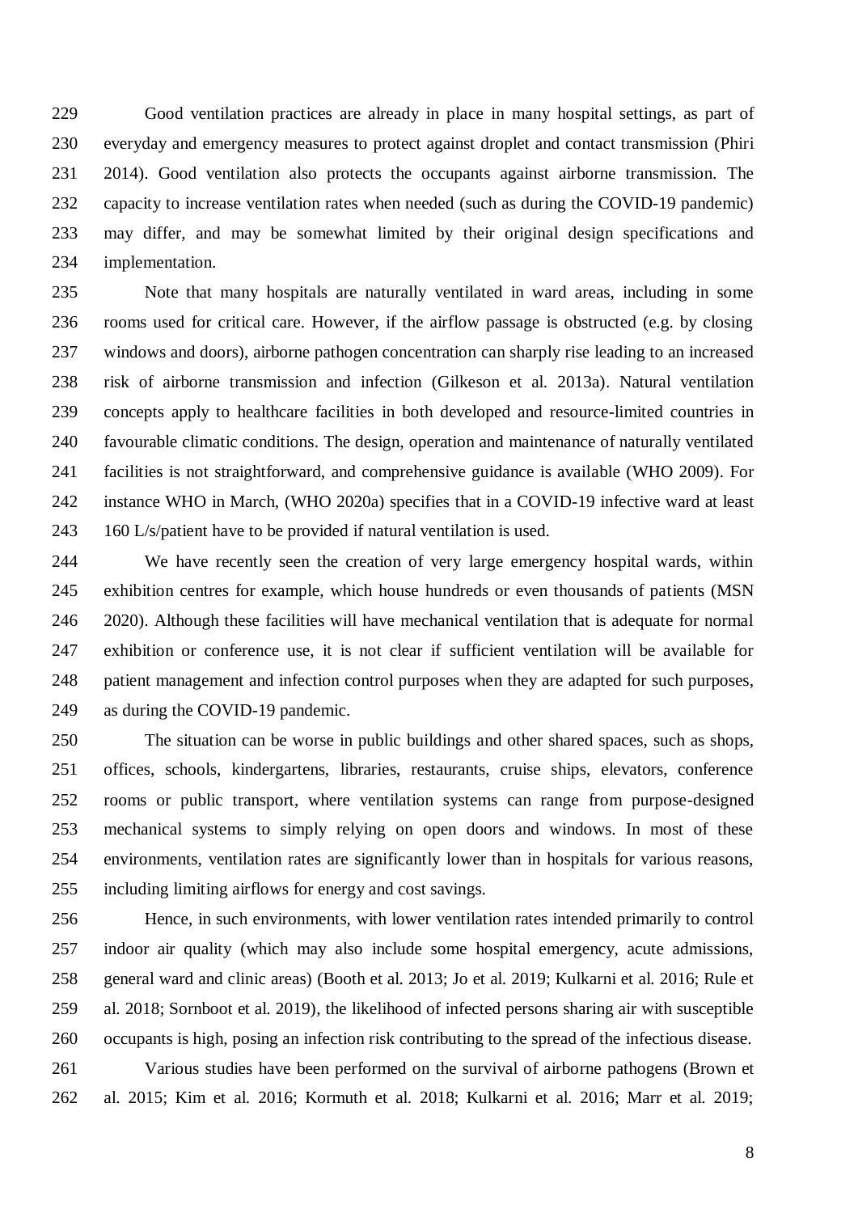Good ventilation practices are already in place in many hospital settings, as part of everyday and emergency measures to protect against droplet and contact transmission (Phiri 2014). Good ventilation also protects the occupants against airborne transmission. The capacity to increase ventilation rates when needed (such as during the COVID-19 pandemic) may differ, and may be somewhat limited by their original design specifications and implementation.

Note that many hospitals are naturally ventilated in ward areas, including in some rooms used for critical care. However, if the airflow passage is obstructed (e.g. by closing windows and doors), airborne pathogen concentration can sharply rise leading to an increased risk of airborne transmission and infection (Gilkeson et al. 2013a). Natural ventilation concepts apply to healthcare facilities in both developed and resource-limited countries in favourable climatic conditions. The design, operation and maintenance of naturally ventilated facilities is not straightforward, and comprehensive guidance is available (WHO 2009). For instance WHO in March, (WHO 2020a) specifies that in a COVID-19 infective ward at least 160 L/s/patient have to be provided if natural ventilation is used.

We have recently seen the creation of very large emergency hospital wards, within exhibition centres for example, which house hundreds or even thousands of patients (MSN 2020). Although these facilities will have mechanical ventilation that is adequate for normal exhibition or conference use, it is not clear if sufficient ventilation will be available for patient management and infection control purposes when they are adapted for such purposes, as during the COVID-19 pandemic.

The situation can be worse in public buildings and other shared spaces, such as shops, offices, schools, kindergartens, libraries, restaurants, cruise ships, elevators, conference rooms or public transport, where ventilation systems can range from purpose-designed mechanical systems to simply relying on open doors and windows. In most of these environments, ventilation rates are significantly lower than in hospitals for various reasons, including limiting airflows for energy and cost savings.

Hence, in such environments, with lower ventilation rates intended primarily to control indoor air quality (which may also include some hospital emergency, acute admissions, general ward and clinic areas) (Booth et al. 2013; Jo et al. 2019; Kulkarni et al. 2016; Rule et al. 2018; Sornboot et al. 2019), the likelihood of infected persons sharing air with susceptible occupants is high, posing an infection risk contributing to the spread of the infectious disease.

Various studies have been performed on the survival of airborne pathogens (Brown et al. 2015; Kim et al. 2016; Kormuth et al. 2018; Kulkarni et al. 2016; Marr et al. 2019;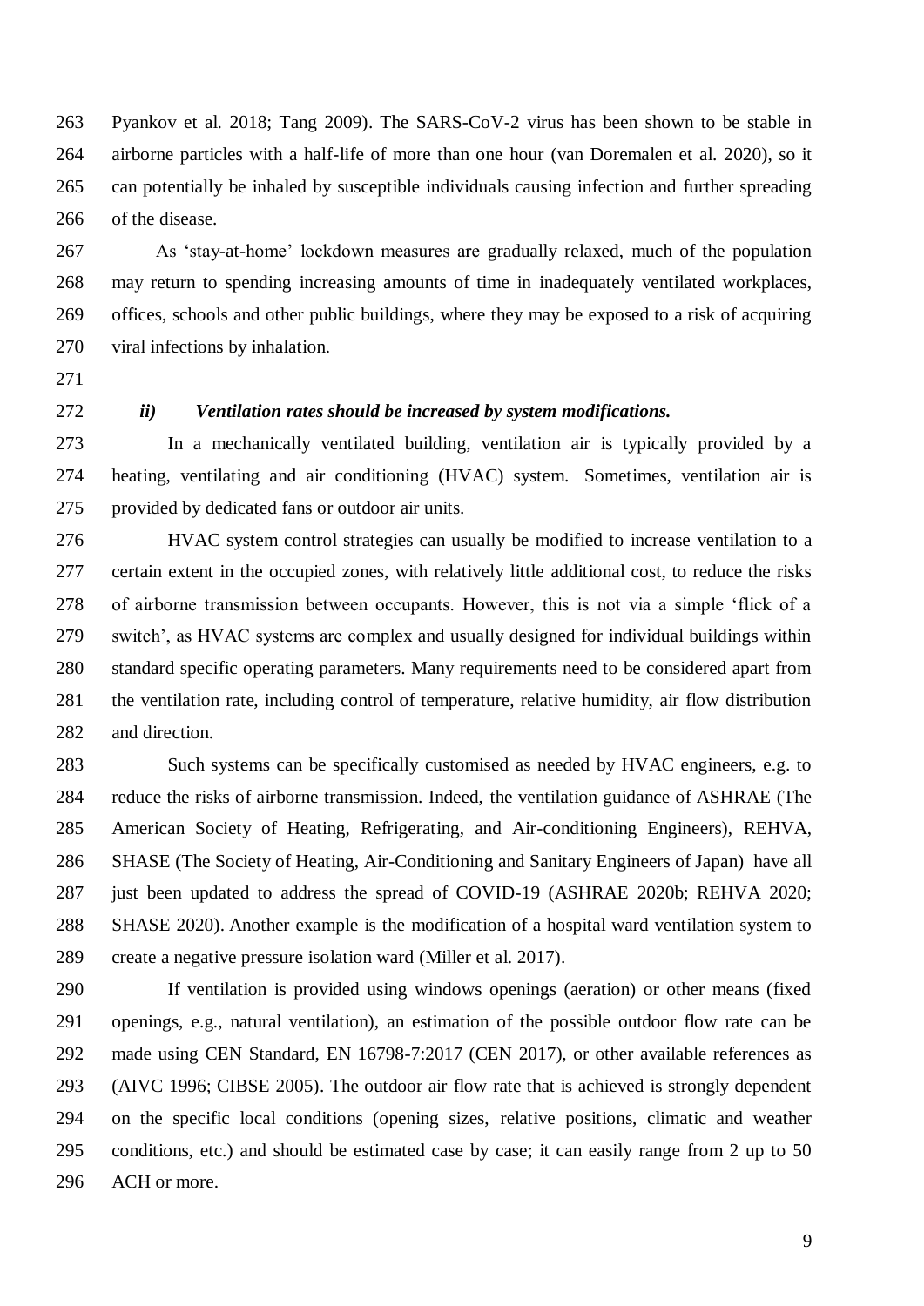Pyankov et al. 2018; Tang 2009). The SARS-CoV-2 virus has been shown to be stable in airborne particles with a half-life of more than one hour (van Doremalen et al. 2020), so it can potentially be inhaled by susceptible individuals causing infection and further spreading of the disease.

As 'stay-at-home' lockdown measures are gradually relaxed, much of the population may return to spending increasing amounts of time in inadequately ventilated workplaces, offices, schools and other public buildings, where they may be exposed to a risk of acquiring viral infections by inhalation.

### *ii) Ventilation rates should be increased by system modifications.*

In a mechanically ventilated building, ventilation air is typically provided by a heating, ventilating and air conditioning (HVAC) system. Sometimes, ventilation air is provided by dedicated fans or outdoor air units.

HVAC system control strategies can usually be modified to increase ventilation to a certain extent in the occupied zones, with relatively little additional cost, to reduce the risks of airborne transmission between occupants. However, this is not via a simple 'flick of a switch', as HVAC systems are complex and usually designed for individual buildings within standard specific operating parameters. Many requirements need to be considered apart from the ventilation rate, including control of temperature, relative humidity, air flow distribution and direction.

Such systems can be specifically customised as needed by HVAC engineers, e.g. to reduce the risks of airborne transmission. Indeed, the ventilation guidance of ASHRAE (The American Society of Heating, Refrigerating, and Air-conditioning Engineers), REHVA, SHASE (The Society of Heating, Air-Conditioning and Sanitary Engineers of Japan) have all just been updated to address the spread of COVID-19 (ASHRAE 2020b; REHVA 2020; SHASE 2020). Another example is the modification of a hospital ward ventilation system to create a negative pressure isolation ward (Miller et al. 2017).

If ventilation is provided using windows openings (aeration) or other means (fixed openings, e.g., natural ventilation), an estimation of the possible outdoor flow rate can be made using CEN Standard, EN 16798-7:2017 (CEN 2017), or other available references as (AIVC 1996; CIBSE 2005). The outdoor air flow rate that is achieved is strongly dependent on the specific local conditions (opening sizes, relative positions, climatic and weather conditions, etc.) and should be estimated case by case; it can easily range from 2 up to 50 ACH or more.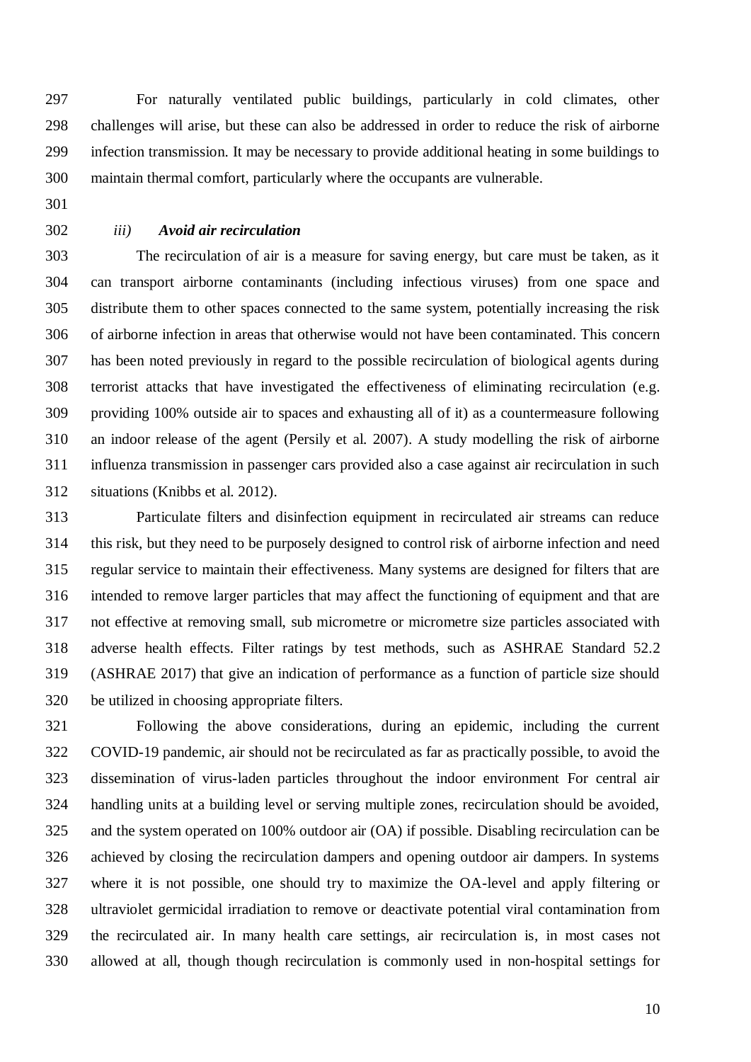For naturally ventilated public buildings, particularly in cold climates, other challenges will arise, but these can also be addressed in order to reduce the risk of airborne infection transmission. It may be necessary to provide additional heating in some buildings to maintain thermal comfort, particularly where the occupants are vulnerable.

### *iii)* ***Avoid air recirculation***

The recirculation of air is a measure for saving energy, but care must be taken, as it can transport airborne contaminants (including infectious viruses) from one space and distribute them to other spaces connected to the same system, potentially increasing the risk of airborne infection in areas that otherwise would not have been contaminated. This concern has been noted previously in regard to the possible recirculation of biological agents during terrorist attacks that have investigated the effectiveness of eliminating recirculation (e.g. providing 100% outside air to spaces and exhausting all of it) as a countermeasure following an indoor release of the agent (Persily et al. 2007). A study modelling the risk of airborne influenza transmission in passenger cars provided also a case against air recirculation in such situations (Knibbs et al. 2012).

Particulate filters and disinfection equipment in recirculated air streams can reduce this risk, but they need to be purposely designed to control risk of airborne infection and need regular service to maintain their effectiveness. Many systems are designed for filters that are intended to remove larger particles that may affect the functioning of equipment and that are not effective at removing small, sub micrometre or micrometre size particles associated with adverse health effects. Filter ratings by test methods, such as ASHRAE Standard 52.2 (ASHRAE 2017) that give an indication of performance as a function of particle size should be utilized in choosing appropriate filters.

Following the above considerations, during an epidemic, including the current COVID-19 pandemic, air should not be recirculated as far as practically possible, to avoid the dissemination of virus-laden particles throughout the indoor environment For central air handling units at a building level or serving multiple zones, recirculation should be avoided, and the system operated on 100% outdoor air (OA) if possible. Disabling recirculation can be achieved by closing the recirculation dampers and opening outdoor air dampers. In systems where it is not possible, one should try to maximize the OA-level and apply filtering or ultraviolet germicidal irradiation to remove or deactivate potential viral contamination from the recirculated air. In many health care settings, air recirculation is, in most cases not allowed at all, though though recirculation is commonly used in non-hospital settings for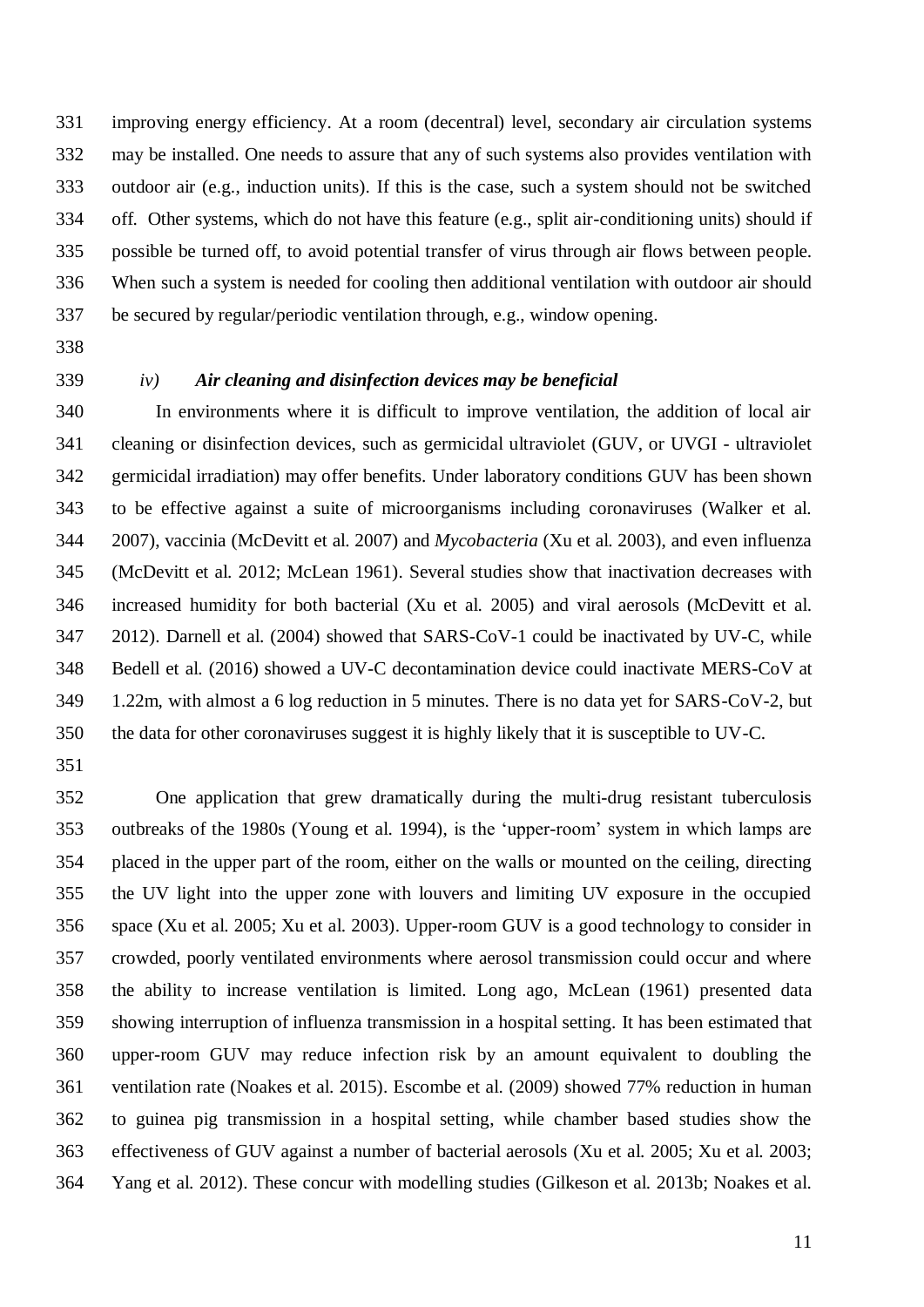improving energy efficiency. At a room (decentral) level, secondary air circulation systems may be installed. One needs to assure that any of such systems also provides ventilation with outdoor air (e.g., induction units). If this is the case, such a system should not be switched off. Other systems, which do not have this feature (e.g., split air-conditioning units) should if possible be turned off, to avoid potential transfer of virus through air flows between people. When such a system is needed for cooling then additional ventilation with outdoor air should be secured by regular/periodic ventilation through, e.g., window opening.

### *iv) Air cleaning and disinfection devices may be beneficial*

In environments where it is difficult to improve ventilation, the addition of local air cleaning or disinfection devices, such as germicidal ultraviolet (GUV, or UVGI - ultraviolet germicidal irradiation) may offer benefits. Under laboratory conditions GUV has been shown to be effective against a suite of microorganisms including coronaviruses (Walker et al. 2007), vaccinia (McDevitt et al. 2007) and *Mycobacteria* (Xu et al. 2003), and even influenza (McDevitt et al. 2012; McLean 1961). Several studies show that inactivation decreases with increased humidity for both bacterial (Xu et al. 2005) and viral aerosols (McDevitt et al. 2012). Darnell et al. (2004) showed that SARS-CoV-1 could be inactivated by UV-C, while Bedell et al. (2016) showed a UV-C decontamination device could inactivate MERS-CoV at 1.22m, with almost a 6 log reduction in 5 minutes. There is no data yet for SARS-CoV-2, but the data for other coronaviruses suggest it is highly likely that it is susceptible to UV-C.

One application that grew dramatically during the multi-drug resistant tuberculosis outbreaks of the 1980s (Young et al. 1994), is the 'upper-room' system in which lamps are placed in the upper part of the room, either on the walls or mounted on the ceiling, directing the UV light into the upper zone with louvers and limiting UV exposure in the occupied space (Xu et al. 2005; Xu et al. 2003). Upper-room GUV is a good technology to consider in crowded, poorly ventilated environments where aerosol transmission could occur and where the ability to increase ventilation is limited. Long ago, McLean (1961) presented data showing interruption of influenza transmission in a hospital setting. It has been estimated that upper-room GUV may reduce infection risk by an amount equivalent to doubling the ventilation rate (Noakes et al. 2015). Escombe et al. (2009) showed 77% reduction in human to guinea pig transmission in a hospital setting, while chamber based studies show the effectiveness of GUV against a number of bacterial aerosols (Xu et al. 2005; Xu et al. 2003; Yang et al. 2012). These concur with modelling studies (Gilkeson et al. 2013b; Noakes et al.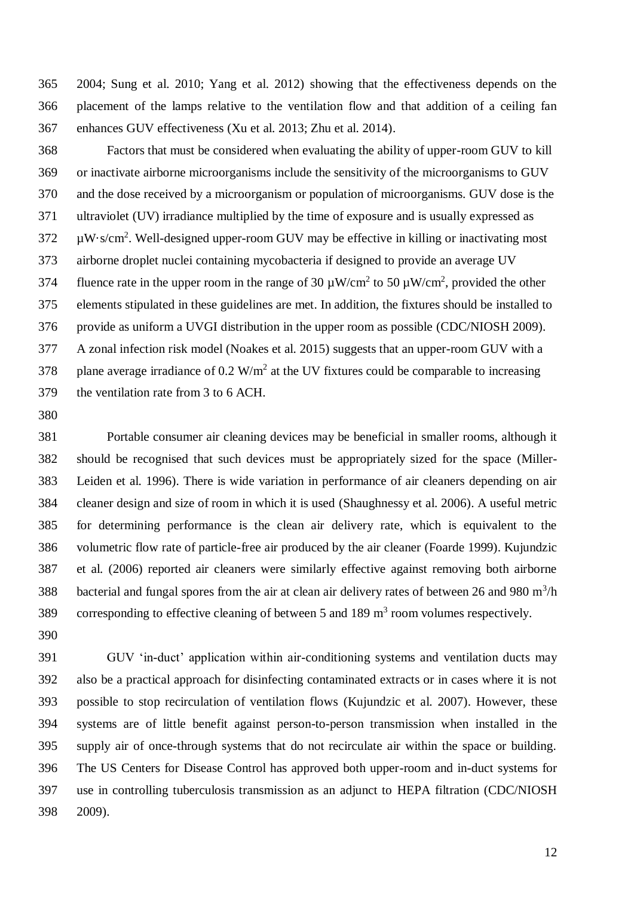2004; Sung et al. 2010; Yang et al. 2012) showing that the effectiveness depends on the placement of the lamps relative to the ventilation flow and that addition of a ceiling fan enhances GUV effectiveness (Xu et al. 2013; Zhu et al. 2014).

Factors that must be considered when evaluating the ability of upper-room GUV to kill or inactivate airborne microorganisms include the sensitivity of the microorganisms to GUV and the dose received by a microorganism or population of microorganisms. GUV dose is the ultraviolet (UV) irradiance multiplied by the time of exposure and is usually expressed as $\mu W \cdot s/cm^2$. Well-designed upper-room GUV may be effective in killing or inactivating most airborne droplet nuclei containing mycobacteria if designed to provide an average UV fluence rate in the upper room in the range of 30 $\mu W/cm^2$ to 50 $\mu W/cm^2$, provided the other elements stipulated in these guidelines are met. In addition, the fixtures should be installed to provide as uniform a UVGI distribution in the upper room as possible (CDC/NIOSH 2009). A zonal infection risk model (Noakes et al. 2015) suggests that an upper-room GUV with a plane average irradiance of 0.2 $W/m^2$ at the UV fixtures could be comparable to increasing the ventilation rate from 3 to 6 ACH.

Portable consumer air cleaning devices may be beneficial in smaller rooms, although it should be recognised that such devices must be appropriately sized for the space (Miller-Leiden et al. 1996). There is wide variation in performance of air cleaners depending on air cleaner design and size of room in which it is used (Shaughnessy et al. 2006). A useful metric for determining performance is the clean air delivery rate, which is equivalent to the volumetric flow rate of particle-free air produced by the air cleaner (Foarde 1999). Kujundzic et al. (2006) reported air cleaners were similarly effective against removing both airborne bacterial and fungal spores from the air at clean air delivery rates of between 26 and 980 $m^3/h$ corresponding to effective cleaning of between 5 and 189 $m^3$ room volumes respectively.

GUV 'in-duct' application within air-conditioning systems and ventilation ducts may also be a practical approach for disinfecting contaminated extracts or in cases where it is not possible to stop recirculation of ventilation flows (Kujundzic et al. 2007). However, these systems are of little benefit against person-to-person transmission when installed in the supply air of once-through systems that do not recirculate air within the space or building. The US Centers for Disease Control has approved both upper-room and in-duct systems for use in controlling tuberculosis transmission as an adjunct to HEPA filtration (CDC/NIOSH 2009).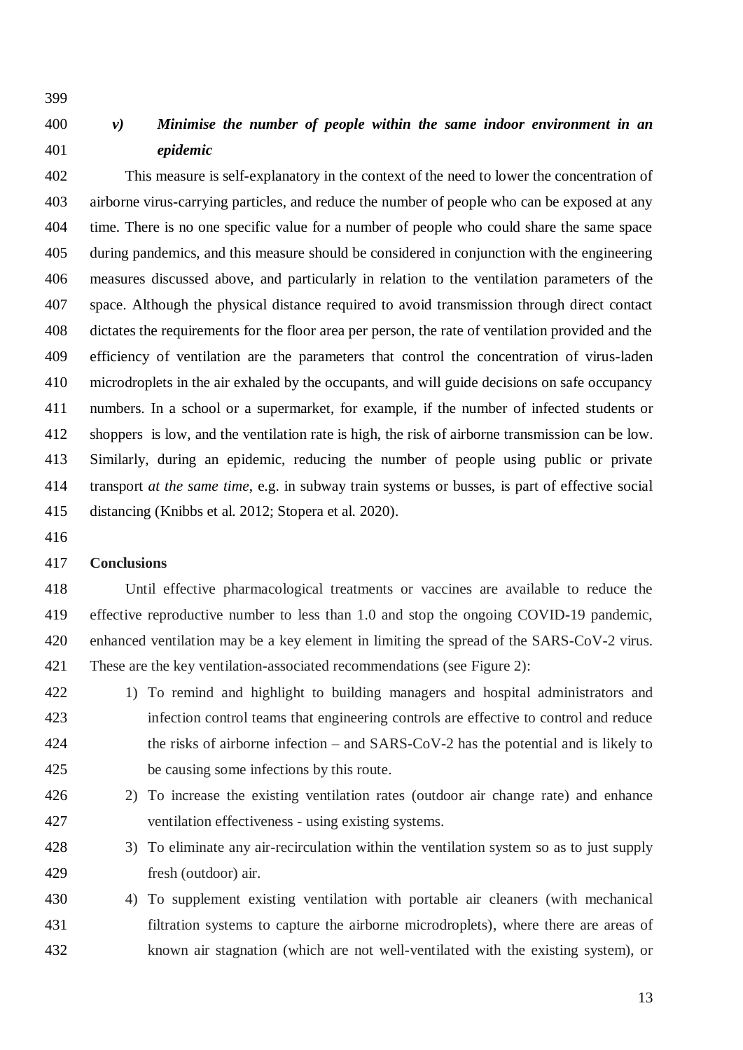### *v) Minimise the number of people within the same indoor environment in an epidemic*

This measure is self-explanatory in the context of the need to lower the concentration of airborne virus-carrying particles, and reduce the number of people who can be exposed at any time. There is no one specific value for a number of people who could share the same space during pandemics, and this measure should be considered in conjunction with the engineering measures discussed above, and particularly in relation to the ventilation parameters of the space. Although the physical distance required to avoid transmission through direct contact dictates the requirements for the floor area per person, the rate of ventilation provided and the efficiency of ventilation are the parameters that control the concentration of virus-laden microdroplets in the air exhaled by the occupants, and will guide decisions on safe occupancy numbers. In a school or a supermarket, for example, if the number of infected students or shoppers is low, and the ventilation rate is high, the risk of airborne transmission can be low. Similarly, during an epidemic, reducing the number of people using public or private transport *at the same time*, e.g. in subway train systems or busses, is part of effective social distancing (Knibbs et al. 2012; Stopera et al. 2020).

## Conclusions

Until effective pharmacological treatments or vaccines are available to reduce the effective reproductive number to less than 1.0 and stop the ongoing COVID-19 pandemic, enhanced ventilation may be a key element in limiting the spread of the SARS-CoV-2 virus. These are the key ventilation-associated recommendations (see Figure 2):

1) To remind and highlight to building managers and hospital administrators and infection control teams that engineering controls are effective to control and reduce the risks of airborne infection – and SARS-CoV-2 has the potential and is likely to be causing some infections by this route.
2) To increase the existing ventilation rates (outdoor air change rate) and enhance ventilation effectiveness - using existing systems.
3) To eliminate any air-recirculation within the ventilation system so as to just supply fresh (outdoor) air.
4) To supplement existing ventilation with portable air cleaners (with mechanical filtration systems to capture the airborne microdroplets), where there are areas of known air stagnation (which are not well-ventilated with the existing system), or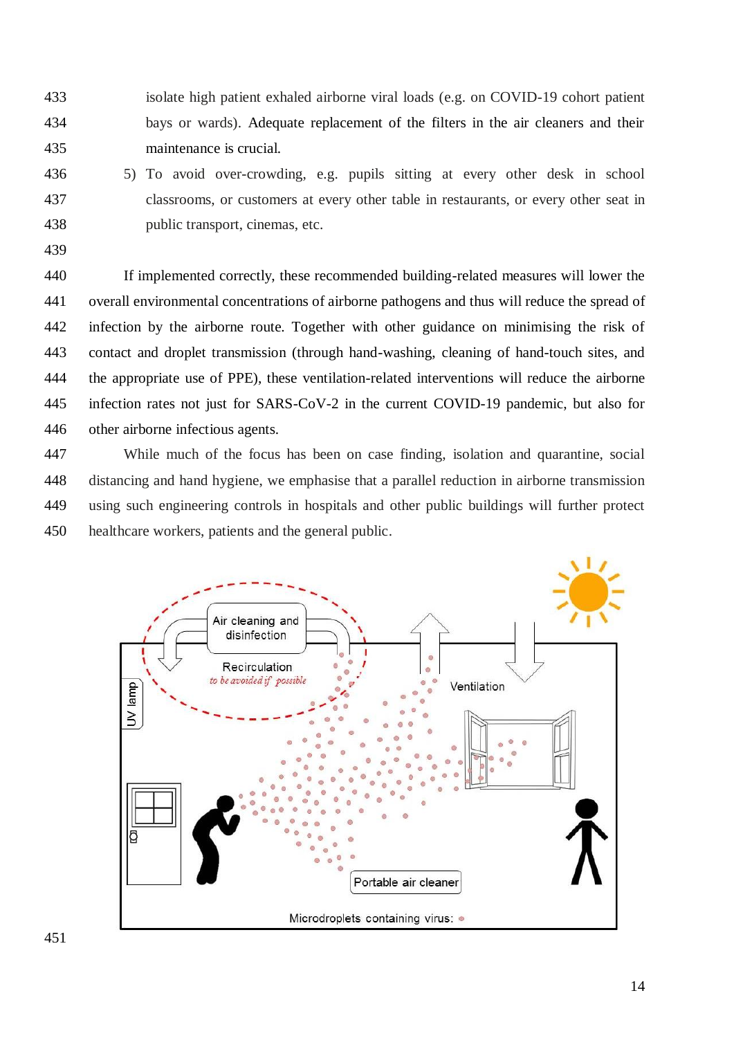isolate high patient exhaled airborne viral loads (e.g. on COVID-19 cohort patient bays or wards). Adequate replacement of the filters in the air cleaners and their maintenance is crucial.

5) To avoid over-crowding, e.g. pupils sitting at every other desk in school classrooms, or customers at every other table in restaurants, or every other seat in public transport, cinemas, etc.

If implemented correctly, these recommended building-related measures will lower the overall environmental concentrations of airborne pathogens and thus will reduce the spread of infection by the airborne route. Together with other guidance on minimising the risk of contact and droplet transmission (through hand-washing, cleaning of hand-touch sites, and the appropriate use of PPE), these ventilation-related interventions will reduce the airborne infection rates not just for SARS-CoV-2 in the current COVID-19 pandemic, but also for other airborne infectious agents.

While much of the focus has been on case finding, isolation and quarantine, social distancing and hand hygiene, we emphasise that a parallel reduction in airborne transmission using such engineering controls in hospitals and other public buildings will further protect healthcare workers, patients and the general public.

Air cleaning and disinfection

Recirculation *to be avoided if possible*

UV lamp

Ventilation

Portable air cleaner

Microdroplets containing virus: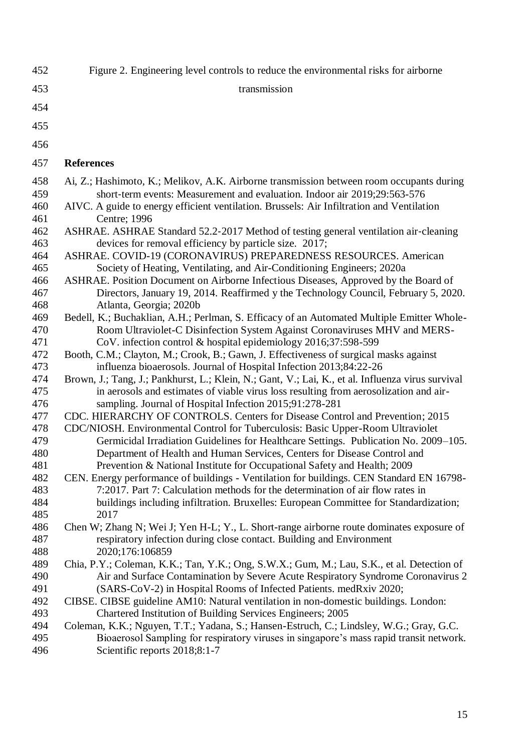Figure 2. Engineering level controls to reduce the environmental risks for airborne transmission

## References

Ai, Z.; Hashimoto, K.; Melikov, A.K. Airborne transmission between room occupants during short-term events: Measurement and evaluation. Indoor air 2019;29:563-576

AIVC. A guide to energy efficient ventilation. Brussels: Air Infiltration and Ventilation Centre; 1996

ASHRAE. ASHRAE Standard 52.2-2017 Method of testing general ventilation air-cleaning devices for removal efficiency by particle size. 2017;

ASHRAE. COVID-19 (CORONAVIRUS) PREPAREDNESS RESOURCES. American Society of Heating, Ventilating, and Air-Conditioning Engineers; 2020a

ASHRAE. Position Document on Airborne Infectious Diseases, Approved by the Board of Directors, January 19, 2014. Reaffirmed y the Technology Council, February 5, 2020. Atlanta, Georgia; 2020b

Bedell, K.; Buchaklian, A.H.; Perlman, S. Efficacy of an Automated Multiple Emitter Whole-Room Ultraviolet-C Disinfection System Against Coronaviruses MHV and MERS-CoV. infection control & hospital epidemiology 2016;37:598-599

Booth, C.M.; Clayton, M.; Crook, B.; Gawn, J. Effectiveness of surgical masks against influenza bioaerosols. Journal of Hospital Infection 2013;84:22-26

Brown, J.; Tang, J.; Pankhurst, L.; Klein, N.; Gant, V.; Lai, K., et al. Influenza virus survival in aerosols and estimates of viable virus loss resulting from aerosolization and air-sampling. Journal of Hospital Infection 2015;91:278-281

CDC. HIERARCHY OF CONTROLS. Centers for Disease Control and Prevention; 2015

CDC/NIOSH. Environmental Control for Tuberculosis: Basic Upper-Room Ultraviolet Germicidal Irradiation Guidelines for Healthcare Settings. Publication No. 2009–105. Department of Health and Human Services, Centers for Disease Control and Prevention & National Institute for Occupational Safety and Health; 2009

CEN. Energy performance of buildings - Ventilation for buildings. CEN Standard EN 16798-7:2017. Part 7: Calculation methods for the determination of air flow rates in buildings including infiltration. Bruxelles: European Committee for Standardization; 2017

Chen W; Zhang N; Wei J; Yen H-L; Y., L. Short-range airborne route dominates exposure of respiratory infection during close contact. Building and Environment 2020;176:106859

Chia, P.Y.; Coleman, K.K.; Tan, Y.K.; Ong, S.W.X.; Gum, M.; Lau, S.K., et al. Detection of Air and Surface Contamination by Severe Acute Respiratory Syndrome Coronavirus 2 (SARS-CoV-2) in Hospital Rooms of Infected Patients. medRxiv 2020;

CIBSE. CIBSE guideline AM10: Natural ventilation in non-domestic buildings. London: Chartered Institution of Building Services Engineers; 2005

Coleman, K.K.; Nguyen, T.T.; Yadana, S.; Hansen-Estruch, C.; Lindsley, W.G.; Gray, G.C. Bioaerosol Sampling for respiratory viruses in singapore's mass rapid transit network. Scientific reports 2018;8:1-7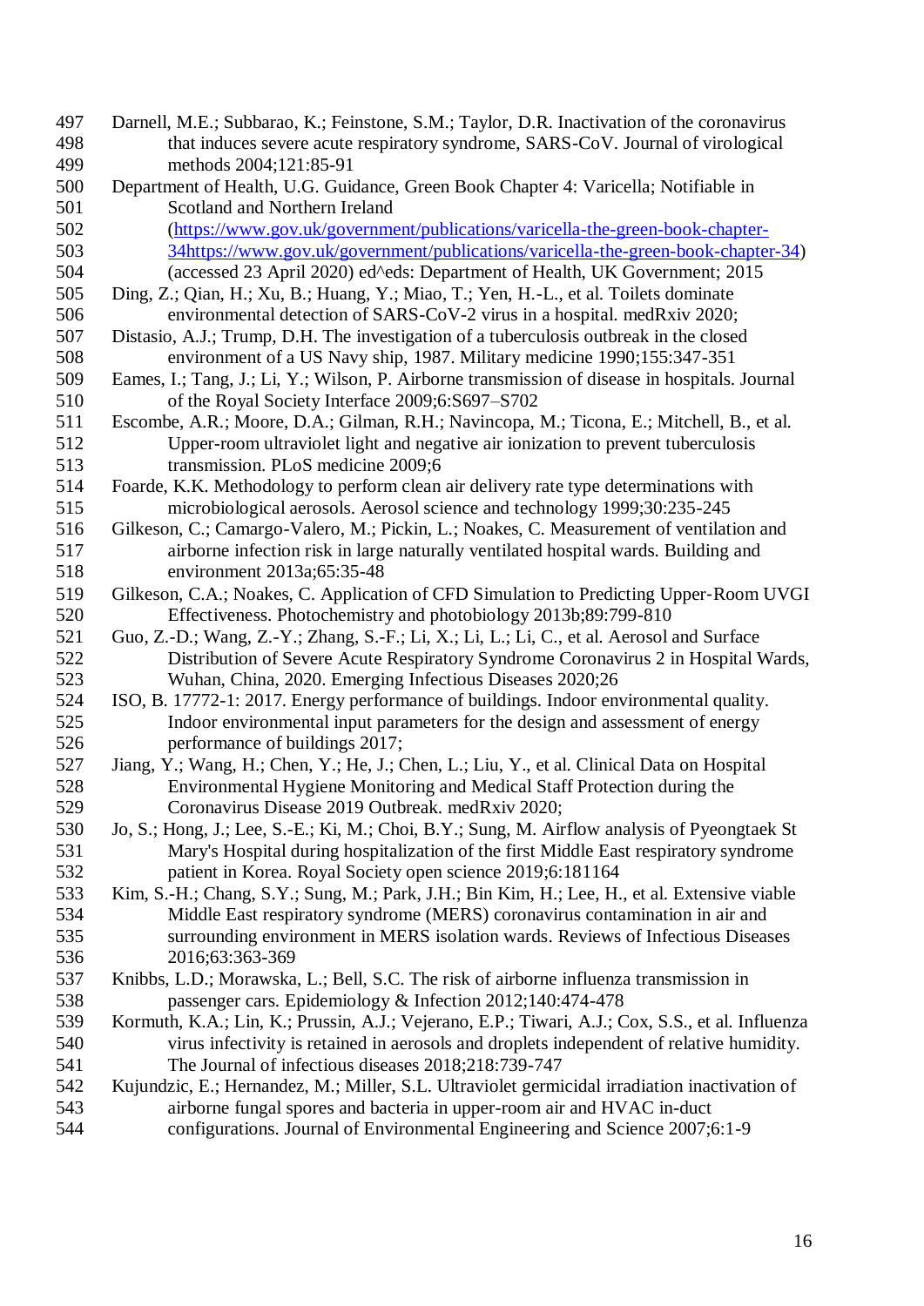Darnell, M.E.; Subbarao, K.; Feinstone, S.M.; Taylor, D.R. Inactivation of the coronavirus that induces severe acute respiratory syndrome, SARS-CoV. Journal of virological methods 2004;121:85-91

Department of Health, U.G. Guidance, Green Book Chapter 4: Varicella; Notifiable in Scotland and Northern Ireland (https://www.gov.uk/government/publications/varicella-the-green-book-chapter-34https://www.gov.uk/government/publications/varicella-the-green-book-chapter-34) (accessed 23 April 2020) ed^eds: Department of Health, UK Government; 2015

Ding, Z.; Qian, H.; Xu, B.; Huang, Y.; Miao, T.; Yen, H.-L., et al. Toilets dominate environmental detection of SARS-CoV-2 virus in a hospital. medRxiv 2020;

Distasio, A.J.; Trump, D.H. The investigation of a tuberculosis outbreak in the closed environment of a US Navy ship, 1987. Military medicine 1990;155:347-351

Eames, I.; Tang, J.; Li, Y.; Wilson, P. Airborne transmission of disease in hospitals. Journal of the Royal Society Interface 2009;6:S697–S702

Escombe, A.R.; Moore, D.A.; Gilman, R.H.; Navincopa, M.; Ticona, E.; Mitchell, B., et al. Upper-room ultraviolet light and negative air ionization to prevent tuberculosis transmission. PLoS medicine 2009;6

Foarde, K.K. Methodology to perform clean air delivery rate type determinations with microbiological aerosols. Aerosol science and technology 1999;30:235-245

Gilkeson, C.; Camargo-Valero, M.; Pickin, L.; Noakes, C. Measurement of ventilation and airborne infection risk in large naturally ventilated hospital wards. Building and environment 2013a;65:35-48

Gilkeson, C.A.; Noakes, C. Application of CFD Simulation to Predicting Upper-Room UVGI Effectiveness. Photochemistry and photobiology 2013b;89:799-810

Guo, Z.-D.; Wang, Z.-Y.; Zhang, S.-F.; Li, X.; Li, L.; Li, C., et al. Aerosol and Surface Distribution of Severe Acute Respiratory Syndrome Coronavirus 2 in Hospital Wards, Wuhan, China, 2020. Emerging Infectious Diseases 2020;26

ISO, B. 17772-1: 2017. Energy performance of buildings. Indoor environmental quality. Indoor environmental input parameters for the design and assessment of energy performance of buildings 2017;

Jiang, Y.; Wang, H.; Chen, Y.; He, J.; Chen, L.; Liu, Y., et al. Clinical Data on Hospital Environmental Hygiene Monitoring and Medical Staff Protection during the Coronavirus Disease 2019 Outbreak. medRxiv 2020;

Jo, S.; Hong, J.; Lee, S.-E.; Ki, M.; Choi, B.Y.; Sung, M. Airflow analysis of Pyeongtaek St Mary's Hospital during hospitalization of the first Middle East respiratory syndrome patient in Korea. Royal Society open science 2019;6:181164

Kim, S.-H.; Chang, S.Y.; Sung, M.; Park, J.H.; Bin Kim, H.; Lee, H., et al. Extensive viable Middle East respiratory syndrome (MERS) coronavirus contamination in air and surrounding environment in MERS isolation wards. Reviews of Infectious Diseases 2016;63:363-369

Knibbs, L.D.; Morawska, L.; Bell, S.C. The risk of airborne influenza transmission in passenger cars. Epidemiology & Infection 2012;140:474-478

Kormuth, K.A.; Lin, K.; Prussin, A.J.; Vejerano, E.P.; Tiwari, A.J.; Cox, S.S., et al. Influenza virus infectivity is retained in aerosols and droplets independent of relative humidity. The Journal of infectious diseases 2018;218:739-747

Kujundzic, E.; Hernandez, M.; Miller, S.L. Ultraviolet germicidal irradiation inactivation of airborne fungal spores and bacteria in upper-room air and HVAC in-duct configurations. Journal of Environmental Engineering and Science 2007;6:1-9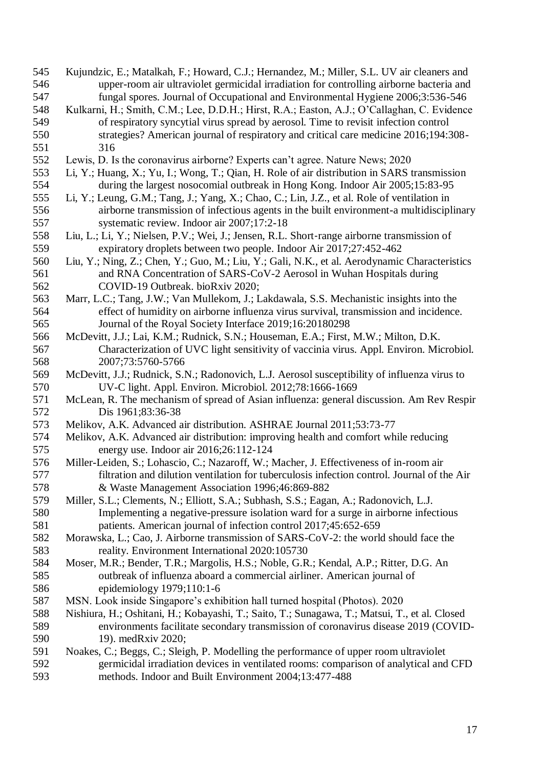Kujundzic, E.; Matalkah, F.; Howard, C.J.; Hernandez, M.; Miller, S.L. UV air cleaners and upper-room air ultraviolet germicidal irradiation for controlling airborne bacteria and fungal spores. Journal of Occupational and Environmental Hygiene 2006;3:536-546

Kulkarni, H.; Smith, C.M.; Lee, D.D.H.; Hirst, R.A.; Easton, A.J.; O'Callaghan, C. Evidence of respiratory syncytial virus spread by aerosol. Time to revisit infection control strategies? American journal of respiratory and critical care medicine 2016;194:308-316

Lewis, D. Is the coronavirus airborne? Experts can't agree. Nature News; 2020

Li, Y.; Huang, X.; Yu, I.; Wong, T.; Qian, H. Role of air distribution in SARS transmission during the largest nosocomial outbreak in Hong Kong. Indoor Air 2005;15:83-95

Li, Y.; Leung, G.M.; Tang, J.; Yang, X.; Chao, C.; Lin, J.Z., et al. Role of ventilation in airborne transmission of infectious agents in the built environment-a multidisciplinary systematic review. Indoor air 2007;17:2-18

Liu, L.; Li, Y.; Nielsen, P.V.; Wei, J.; Jensen, R.L. Short-range airborne transmission of expiratory droplets between two people. Indoor Air 2017;27:452-462

Liu, Y.; Ning, Z.; Chen, Y.; Guo, M.; Liu, Y.; Gali, N.K., et al. Aerodynamic Characteristics and RNA Concentration of SARS-CoV-2 Aerosol in Wuhan Hospitals during COVID-19 Outbreak. bioRxiv 2020;

Marr, L.C.; Tang, J.W.; Van Mullekom, J.; Lakdawala, S.S. Mechanistic insights into the effect of humidity on airborne influenza virus survival, transmission and incidence. Journal of the Royal Society Interface 2019;16:20180298

McDevitt, J.J.; Lai, K.M.; Rudnick, S.N.; Houseman, E.A.; First, M.W.; Milton, D.K. Characterization of UVC light sensitivity of vaccinia virus. Appl. Environ. Microbiol. 2007;73:5760-5766

McDevitt, J.J.; Rudnick, S.N.; Radonovich, L.J. Aerosol susceptibility of influenza virus to UV-C light. Appl. Environ. Microbiol. 2012;78:1666-1669

McLean, R. The mechanism of spread of Asian influenza: general discussion. Am Rev Respir Dis 1961;83:36-38

Melikov, A.K. Advanced air distribution. ASHRAE Journal 2011;53:73-77

Melikov, A.K. Advanced air distribution: improving health and comfort while reducing energy use. Indoor air 2016;26:112-124

Miller-Leiden, S.; Lohascio, C.; Nazaroff, W.; Macher, J. Effectiveness of in-room air filtration and dilution ventilation for tuberculosis infection control. Journal of the Air & Waste Management Association 1996;46:869-882

Miller, S.L.; Clements, N.; Elliott, S.A.; Subhash, S.S.; Eagan, A.; Radonovich, L.J. Implementing a negative-pressure isolation ward for a surge in airborne infectious patients. American journal of infection control 2017;45:652-659

Morawska, L.; Cao, J. Airborne transmission of SARS-CoV-2: the world should face the reality. Environment International 2020:105730

Moser, M.R.; Bender, T.R.; Margolis, H.S.; Noble, G.R.; Kendal, A.P.; Ritter, D.G. An outbreak of influenza aboard a commercial airliner. American journal of epidemiology 1979;110:1-6

MSN. Look inside Singapore's exhibition hall turned hospital (Photos). 2020

Nishiura, H.; Oshitani, H.; Kobayashi, T.; Saito, T.; Sunagawa, T.; Matsui, T., et al. Closed environments facilitate secondary transmission of coronavirus disease 2019 (COVID-19). medRxiv 2020;

Noakes, C.; Beggs, C.; Sleigh, P. Modelling the performance of upper room ultraviolet germicidal irradiation devices in ventilated rooms: comparison of analytical and CFD methods. Indoor and Built Environment 2004;13:477-488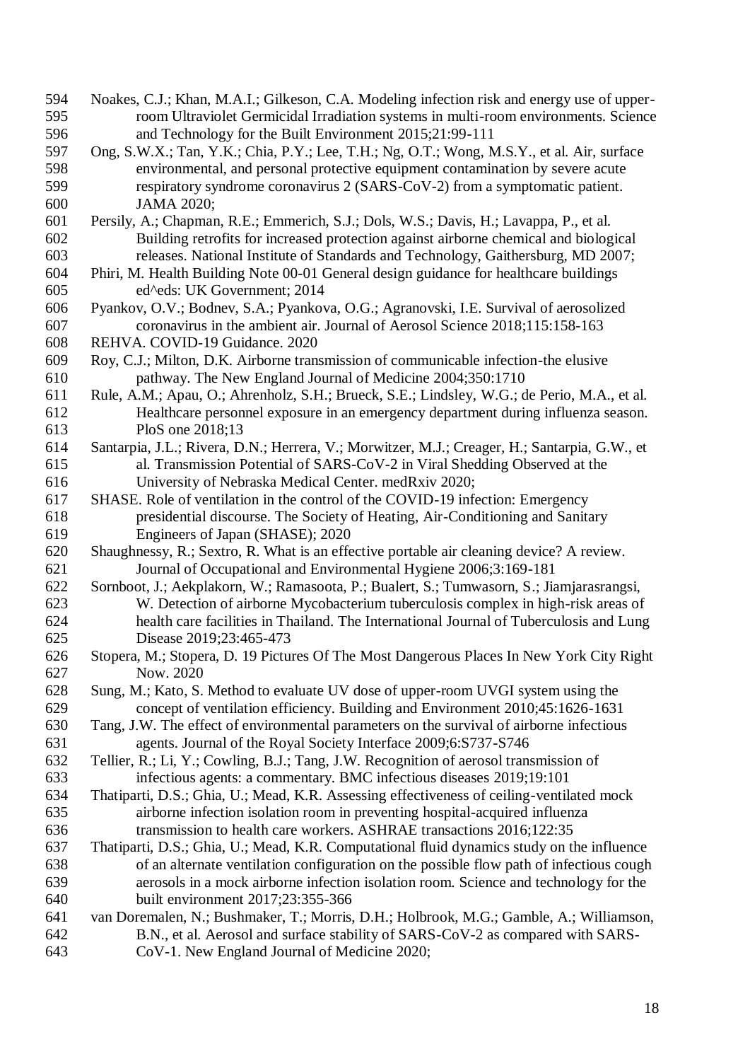Noakes, C.J.; Khan, M.A.I.; Gilkeson, C.A. Modeling infection risk and energy use of upper-room Ultraviolet Germicidal Irradiation systems in multi-room environments. Science and Technology for the Built Environment 2015;21:99-111

Ong, S.W.X.; Tan, Y.K.; Chia, P.Y.; Lee, T.H.; Ng, O.T.; Wong, M.S.Y., et al. Air, surface environmental, and personal protective equipment contamination by severe acute respiratory syndrome coronavirus 2 (SARS-CoV-2) from a symptomatic patient. JAMA 2020;

Persily, A.; Chapman, R.E.; Emmerich, S.J.; Dols, W.S.; Davis, H.; Lavappa, P., et al. Building retrofits for increased protection against airborne chemical and biological releases. National Institute of Standards and Technology, Gaithersburg, MD 2007;

Phiri, M. Health Building Note 00-01 General design guidance for healthcare buildings ed^eds: UK Government; 2014

Pyankov, O.V.; Bodnev, S.A.; Pyankova, O.G.; Agranovski, I.E. Survival of aerosolized coronavirus in the ambient air. Journal of Aerosol Science 2018;115:158-163

REHVA. COVID-19 Guidance. 2020

Roy, C.J.; Milton, D.K. Airborne transmission of communicable infection-the elusive pathway. The New England Journal of Medicine 2004;350:1710

Rule, A.M.; Apau, O.; Ahrenholz, S.H.; Brueck, S.E.; Lindsley, W.G.; de Perio, M.A., et al. Healthcare personnel exposure in an emergency department during influenza season. PloS one 2018;13

Santarpia, J.L.; Rivera, D.N.; Herrera, V.; Morwitzer, M.J.; Creager, H.; Santarpia, G.W., et al. Transmission Potential of SARS-CoV-2 in Viral Shedding Observed at the University of Nebraska Medical Center. medRxiv 2020;

SHASE. Role of ventilation in the control of the COVID-19 infection: Emergency presidential discourse. The Society of Heating, Air-Conditioning and Sanitary Engineers of Japan (SHASE); 2020

Shaughnessy, R.; Sextro, R. What is an effective portable air cleaning device? A review. Journal of Occupational and Environmental Hygiene 2006;3:169-181

Sornboot, J.; Aekplakorn, W.; Ramasoota, P.; Bualert, S.; Tumwasorn, S.; Jiamjarasrangsi, W. Detection of airborne Mycobacterium tuberculosis complex in high-risk areas of health care facilities in Thailand. The International Journal of Tuberculosis and Lung Disease 2019;23:465-473

Stopera, M.; Stopera, D. 19 Pictures Of The Most Dangerous Places In New York City Right Now. 2020

Sung, M.; Kato, S. Method to evaluate UV dose of upper-room UVGI system using the concept of ventilation efficiency. Building and Environment 2010;45:1626-1631

Tang, J.W. The effect of environmental parameters on the survival of airborne infectious agents. Journal of the Royal Society Interface 2009;6:S737-S746

Tellier, R.; Li, Y.; Cowling, B.J.; Tang, J.W. Recognition of aerosol transmission of infectious agents: a commentary. BMC infectious diseases 2019;19:101

Thatiparti, D.S.; Ghia, U.; Mead, K.R. Assessing effectiveness of ceiling-ventilated mock airborne infection isolation room in preventing hospital-acquired influenza transmission to health care workers. ASHRAE transactions 2016;122:35

Thatiparti, D.S.; Ghia, U.; Mead, K.R. Computational fluid dynamics study on the influence of an alternate ventilation configuration on the possible flow path of infectious cough aerosols in a mock airborne infection isolation room. Science and technology for the built environment 2017;23:355-366

van Doremalen, N.; Bushmaker, T.; Morris, D.H.; Holbrook, M.G.; Gamble, A.; Williamson, B.N., et al. Aerosol and surface stability of SARS-CoV-2 as compared with SARS-CoV-1. New England Journal of Medicine 2020;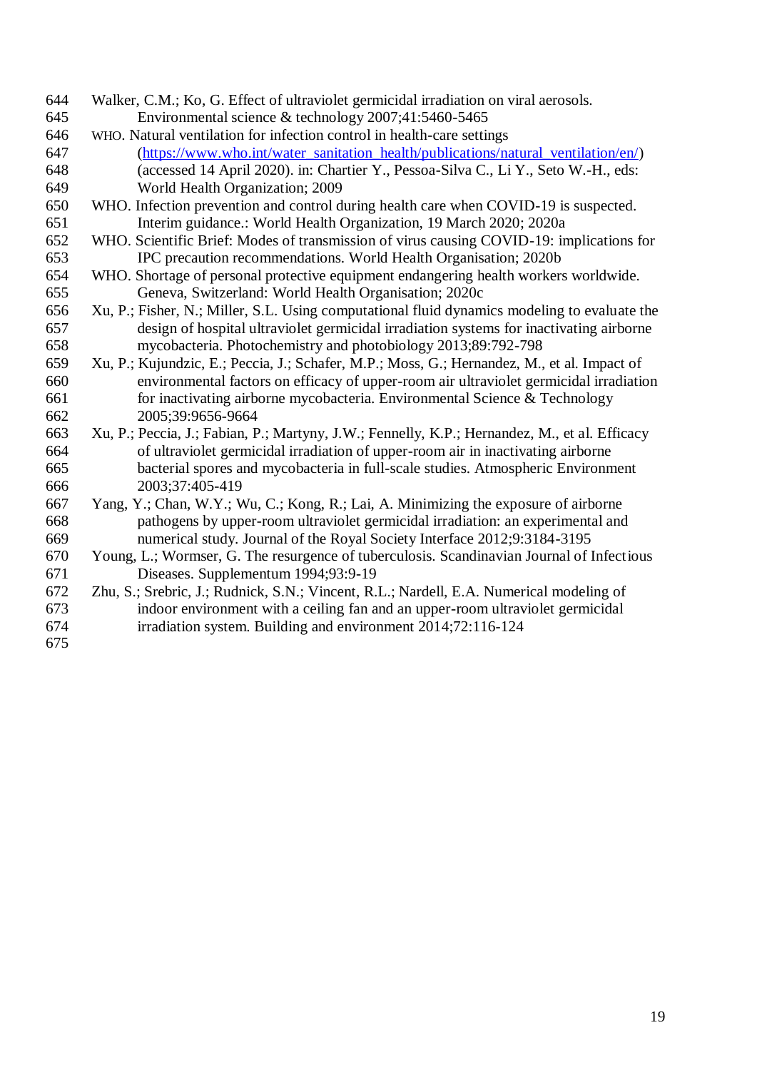Walker, C.M.; Ko, G. Effect of ultraviolet germicidal irradiation on viral aerosols. Environmental science & technology 2007;41:5460-5465

WHO. Natural ventilation for infection control in health-care settings (https://www.who.int/water_sanitation_health/publications/natural_ventilation/en/) (accessed 14 April 2020). in: Chartier Y., Pessoa-Silva C., Li Y., Seto W.-H., eds: World Health Organization; 2009

WHO. Infection prevention and control during health care when COVID-19 is suspected. Interim guidance.: World Health Organization, 19 March 2020; 2020a

WHO. Scientific Brief: Modes of transmission of virus causing COVID-19: implications for IPC precaution recommendations. World Health Organisation; 2020b

WHO. Shortage of personal protective equipment endangering health workers worldwide. Geneva, Switzerland: World Health Organisation; 2020c

Xu, P.; Fisher, N.; Miller, S.L. Using computational fluid dynamics modeling to evaluate the design of hospital ultraviolet germicidal irradiation systems for inactivating airborne mycobacteria. Photochemistry and photobiology 2013;89:792-798

Xu, P.; Kujundzic, E.; Peccia, J.; Schafer, M.P.; Moss, G.; Hernandez, M., et al. Impact of environmental factors on efficacy of upper-room air ultraviolet germicidal irradiation for inactivating airborne mycobacteria. Environmental Science & Technology 2005;39:9656-9664

Xu, P.; Peccia, J.; Fabian, P.; Martyny, J.W.; Fennelly, K.P.; Hernandez, M., et al. Efficacy of ultraviolet germicidal irradiation of upper-room air in inactivating airborne bacterial spores and mycobacteria in full-scale studies. Atmospheric Environment 2003;37:405-419

Yang, Y.; Chan, W.Y.; Wu, C.; Kong, R.; Lai, A. Minimizing the exposure of airborne pathogens by upper-room ultraviolet germicidal irradiation: an experimental and numerical study. Journal of the Royal Society Interface 2012;9:3184-3195

Young, L.; Wormser, G. The resurgence of tuberculosis. Scandinavian Journal of Infectious Diseases. Supplementum 1994;93:9-19

Zhu, S.; Srebric, J.; Rudnick, S.N.; Vincent, R.L.; Nardell, E.A. Numerical modeling of indoor environment with a ceiling fan and an upper-room ultraviolet germicidal irradiation system. Building and environment 2014;72:116-124